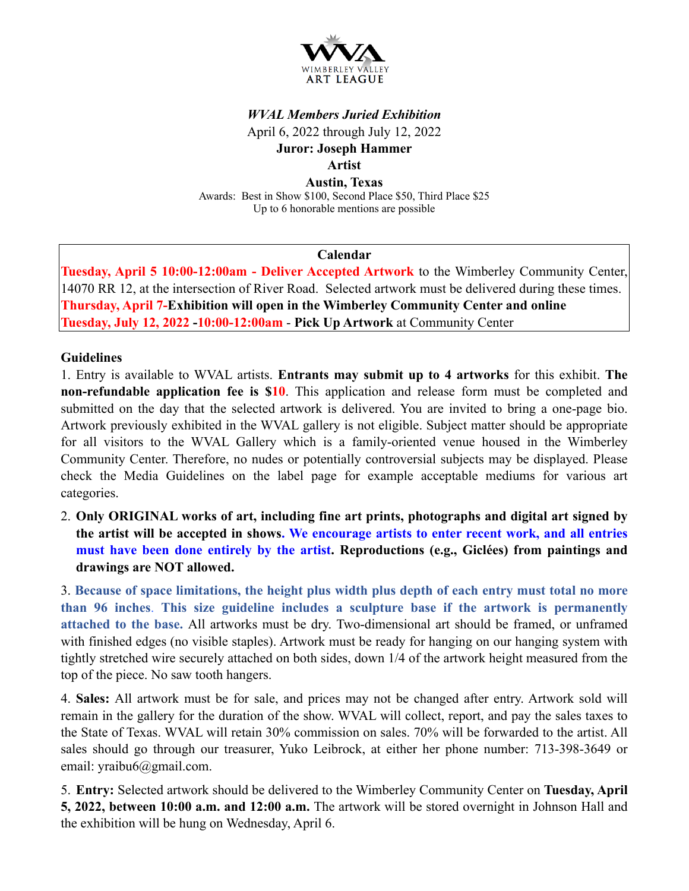WIMBERLEY VALLEY ART LEAGUE

***WVAL Members Juried Exhibition***

April 6, 2022 through July 12, 2022

**Juror: Joseph Hammer**

**Artist**

**Austin, Texas**

Awards: Best in Show $100, Second Place $50, Third Place $25
Up to 6 honorable mentions are possible

**Calendar**

**Tuesday, April 5 10:00-12:00am - Deliver Accepted Artwork** to the Wimberley Community Center, 14070 RR 12, at the intersection of River Road. Selected artwork must be delivered during these times.

**Thursday, April 7-Exhibition will open in the Wimberley Community Center and online**

**Tuesday, July 12, 2022 -10:00-12:00am - Pick Up Artwork** at Community Center

**Guidelines**

1. Entry is available to WVAL artists. **Entrants may submit up to 4 artworks** for this exhibit. **The non-refundable application fee is $10**. This application and release form must be completed and submitted on the day that the selected artwork is delivered. You are invited to bring a one-page bio. Artwork previously exhibited in the WVAL gallery is not eligible. Subject matter should be appropriate for all visitors to the WVAL Gallery which is a family-oriented venue housed in the Wimberley Community Center. Therefore, no nudes or potentially controversial subjects may be displayed. Please check the Media Guidelines on the label page for example acceptable mediums for various art categories.

2. **Only ORIGINAL works of art, including fine art prints, photographs and digital art signed by the artist will be accepted in shows. We encourage artists to enter recent work, and all entries must have been done entirely by the artist. Reproductions (e.g., Giclées) from paintings and drawings are NOT allowed.**

3. **Because of space limitations, the height plus width plus depth of each entry must total no more than 96 inches**. **This size guideline includes a sculpture base if the artwork is permanently attached to the base.** All artworks must be dry. Two-dimensional art should be framed, or unframed with finished edges (no visible staples). Artwork must be ready for hanging on our hanging system with tightly stretched wire securely attached on both sides, down 1/4 of the artwork height measured from the top of the piece. No saw tooth hangers.

4. **Sales:** All artwork must be for sale, and prices may not be changed after entry. Artwork sold will remain in the gallery for the duration of the show. WVAL will collect, report, and pay the sales taxes to the State of Texas. WVAL will retain 30% commission on sales. 70% will be forwarded to the artist. All sales should go through our treasurer, Yuko Leibrock, at either her phone number: 713-398-3649 or email: yraibu6@gmail.com.

5. **Entry:** Selected artwork should be delivered to the Wimberley Community Center on **Tuesday, April 5, 2022, between 10:00 a.m. and 12:00 a.m.** The artwork will be stored overnight in Johnson Hall and the exhibition will be hung on Wednesday, April 6.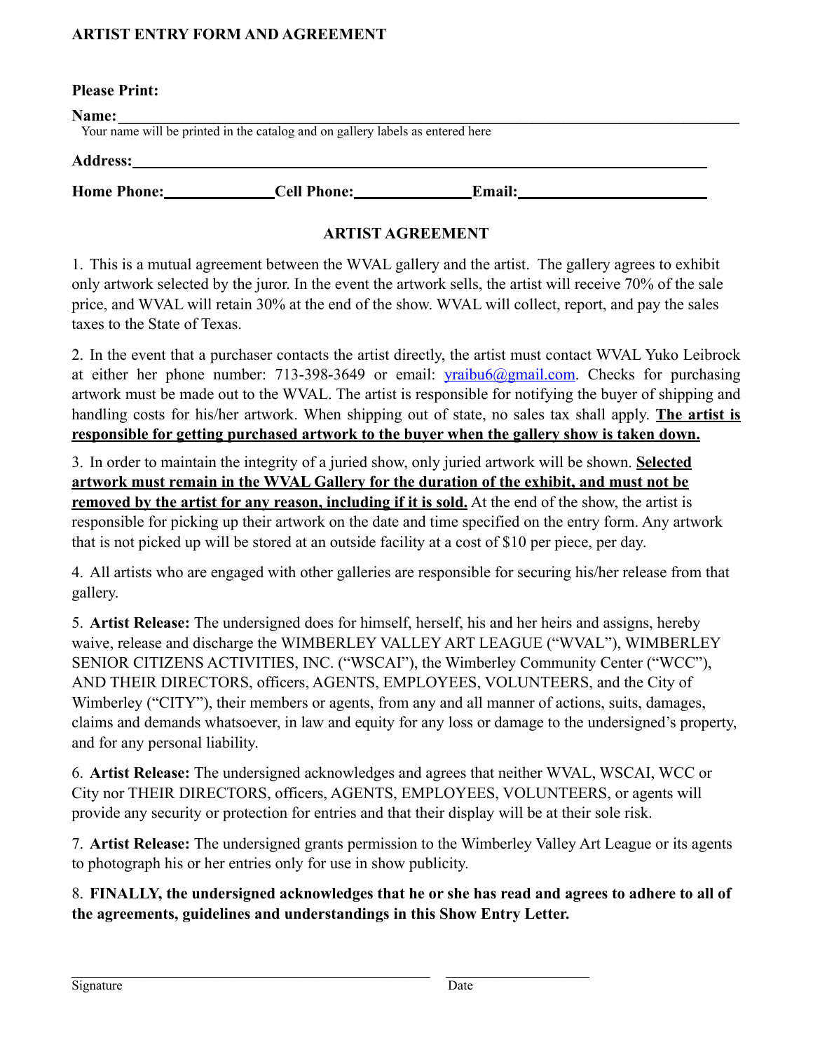## ARTIST ENTRY FORM AND AGREEMENT

**Please Print:**

**Name:**\_\_\_\_\_\_\_\_\_\_\_\_\_\_\_\_\_\_\_\_\_\_\_\_\_\_\_\_\_\_\_\_\_\_\_\_\_\_\_\_\_\_\_\_\_\_\_\_\_\_\_\_\_\_\_\_\_\_\_\_\_\_\_\_

Your name will be printed in the catalog and on gallery labels as entered here

**Address:**\_\_\_\_\_\_\_\_\_\_\_\_\_\_\_\_\_\_\_\_\_\_\_\_\_\_\_\_\_\_\_\_\_\_\_\_\_\_\_\_\_\_\_\_\_\_\_\_\_\_\_\_\_\_\_\_\_\_\_\_

**Home Phone:**\_\_\_\_\_\_\_\_\_\_\_\_ **Cell Phone:**\_\_\_\_\_\_\_\_\_\_\_\_ **Email:**\_\_\_\_\_\_\_\_\_\_\_\_\_\_\_\_\_\_\_\_

### ARTIST AGREEMENT

1. This is a mutual agreement between the WVAL gallery and the artist. The gallery agrees to exhibit only artwork selected by the juror. In the event the artwork sells, the artist will receive 70% of the sale price, and WVAL will retain 30% at the end of the show. WVAL will collect, report, and pay the sales taxes to the State of Texas.

2. In the event that a purchaser contacts the artist directly, the artist must contact WVAL Yuko Leibrock at either her phone number: 713-398-3649 or email: yraibu6@gmail.com. Checks for purchasing artwork must be made out to the WVAL. The artist is responsible for notifying the buyer of shipping and handling costs for his/her artwork. When shipping out of state, no sales tax shall apply. **<u>The artist is responsible for getting purchased artwork to the buyer when the gallery show is taken down.</u>**

3. In order to maintain the integrity of a juried show, only juried artwork will be shown. **<u>Selected artwork must remain in the WVAL Gallery for the duration of the exhibit, and must not be removed by the artist for any reason, including if it is sold.</u>** At the end of the show, the artist is responsible for picking up their artwork on the date and time specified on the entry form. Any artwork that is not picked up will be stored at an outside facility at a cost of $10 per piece, per day.

4. All artists who are engaged with other galleries are responsible for securing his/her release from that gallery.

5. **Artist Release:** The undersigned does for himself, herself, his and her heirs and assigns, hereby waive, release and discharge the WIMBERLEY VALLEY ART LEAGUE ("WVAL"), WIMBERLEY SENIOR CITIZENS ACTIVITIES, INC. ("WSCAI"), the Wimberley Community Center ("WCC"), AND THEIR DIRECTORS, officers, AGENTS, EMPLOYEES, VOLUNTEERS, and the City of Wimberley ("CITY"), their members or agents, from any and all manner of actions, suits, damages, claims and demands whatsoever, in law and equity for any loss or damage to the undersigned's property, and for any personal liability.

6. **Artist Release:** The undersigned acknowledges and agrees that neither WVAL, WSCAI, WCC or City nor THEIR DIRECTORS, officers, AGENTS, EMPLOYEES, VOLUNTEERS, or agents will provide any security or protection for entries and that their display will be at their sole risk.

7. **Artist Release:** The undersigned grants permission to the Wimberley Valley Art League or its agents to photograph his or her entries only for use in show publicity.

8. **FINALLY, the undersigned acknowledges that he or she has read and agrees to adhere to all of the agreements, guidelines and understandings in this Show Entry Letter.**

\_\_\_\_\_\_\_\_\_\_\_\_\_\_\_\_\_\_\_\_\_\_\_\_\_\_\_\_\_\_\_\_\_\_\_\_ \_\_\_\_\_\_\_\_\_\_\_\_\_\_\_\_
Signature Date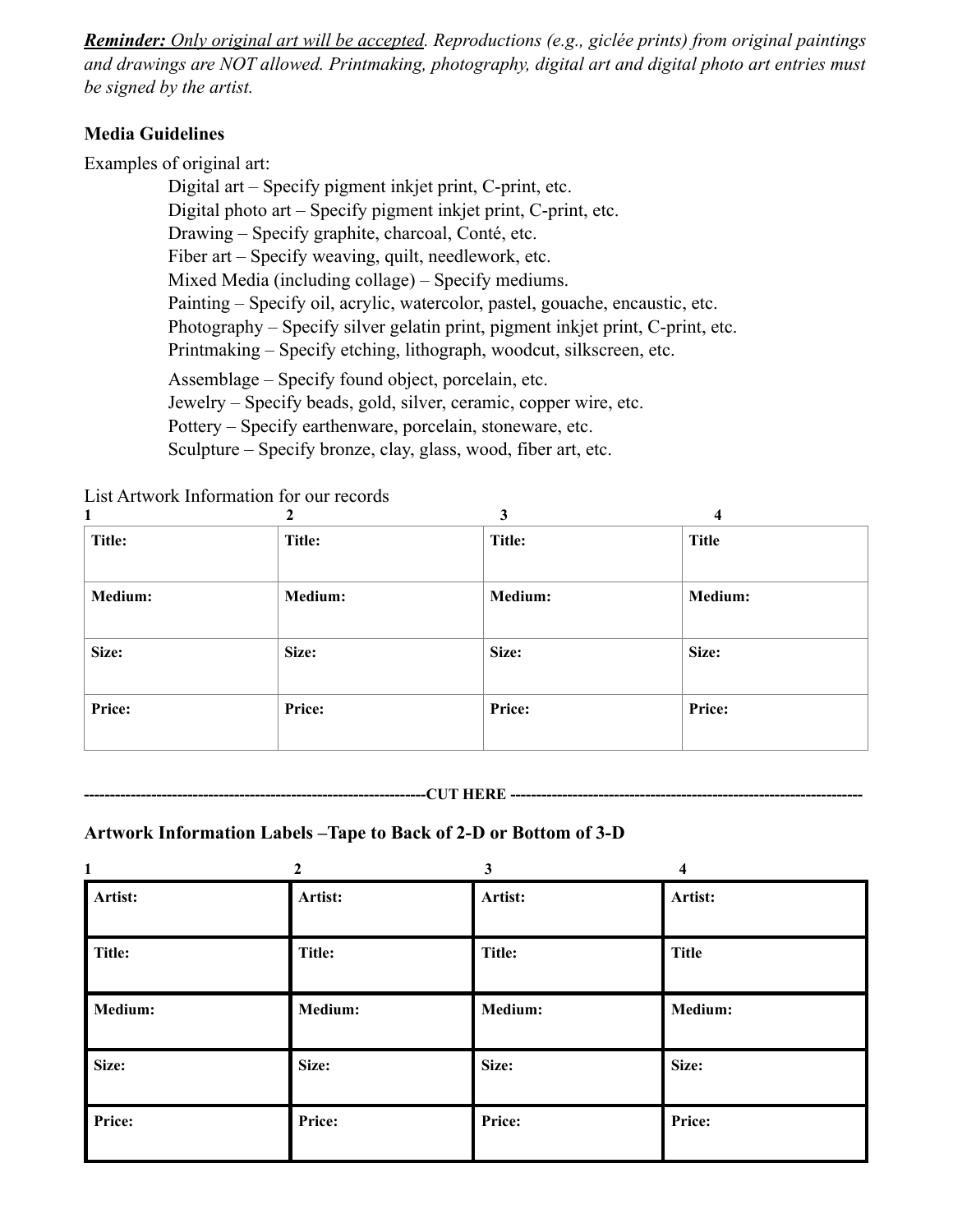***Reminder:*** *Only original art will be accepted. Reproductions (e.g., giclée prints) from original paintings and drawings are NOT allowed. Printmaking, photography, digital art and digital photo art entries must be signed by the artist.*

**Media Guidelines**

Examples of original art:

- Digital art – Specify pigment inkjet print, C-print, etc.
- Digital photo art – Specify pigment inkjet print, C-print, etc.
- Drawing – Specify graphite, charcoal, Conté, etc.
- Fiber art – Specify weaving, quilt, needlework, etc.
- Mixed Media (including collage) – Specify mediums.
- Painting – Specify oil, acrylic, watercolor, pastel, gouache, encaustic, etc.
- Photography – Specify silver gelatin print, pigment inkjet print, C-print, etc.
- Printmaking – Specify etching, lithograph, woodcut, silkscreen, etc.

- Assemblage – Specify found object, porcelain, etc.
- Jewelry – Specify beads, gold, silver, ceramic, copper wire, etc.
- Pottery – Specify earthenware, porcelain, stoneware, etc.
- Sculpture – Specify bronze, clay, glass, wood, fiber art, etc.

List Artwork Information for our records

| 1 | 2 | 3 | 4 |
|---|---|---|---|
| **Title:** | **Title:** | **Title:** | **Title** |
| **Medium:** | **Medium:** | **Medium:** | **Medium:** |
| **Size:** | **Size:** | **Size:** | **Size:** |
| **Price:** | **Price:** | **Price:** | **Price:** |

**-------------------------------------------------------------------CUT HERE -------------------------------------------------------------------**

**Artwork Information Labels –Tape to Back of 2-D or Bottom of 3-D**

| 1 | 2 | 3 | 4 |
|---|---|---|---|
| **Artist:** | **Artist:** | **Artist:** | **Artist:** |
| **Title:** | **Title:** | **Title:** | **Title** |
| **Medium:** | **Medium:** | **Medium:** | **Medium:** |
| **Size:** | **Size:** | **Size:** | **Size:** |
| **Price:** | **Price:** | **Price:** | **Price:** |